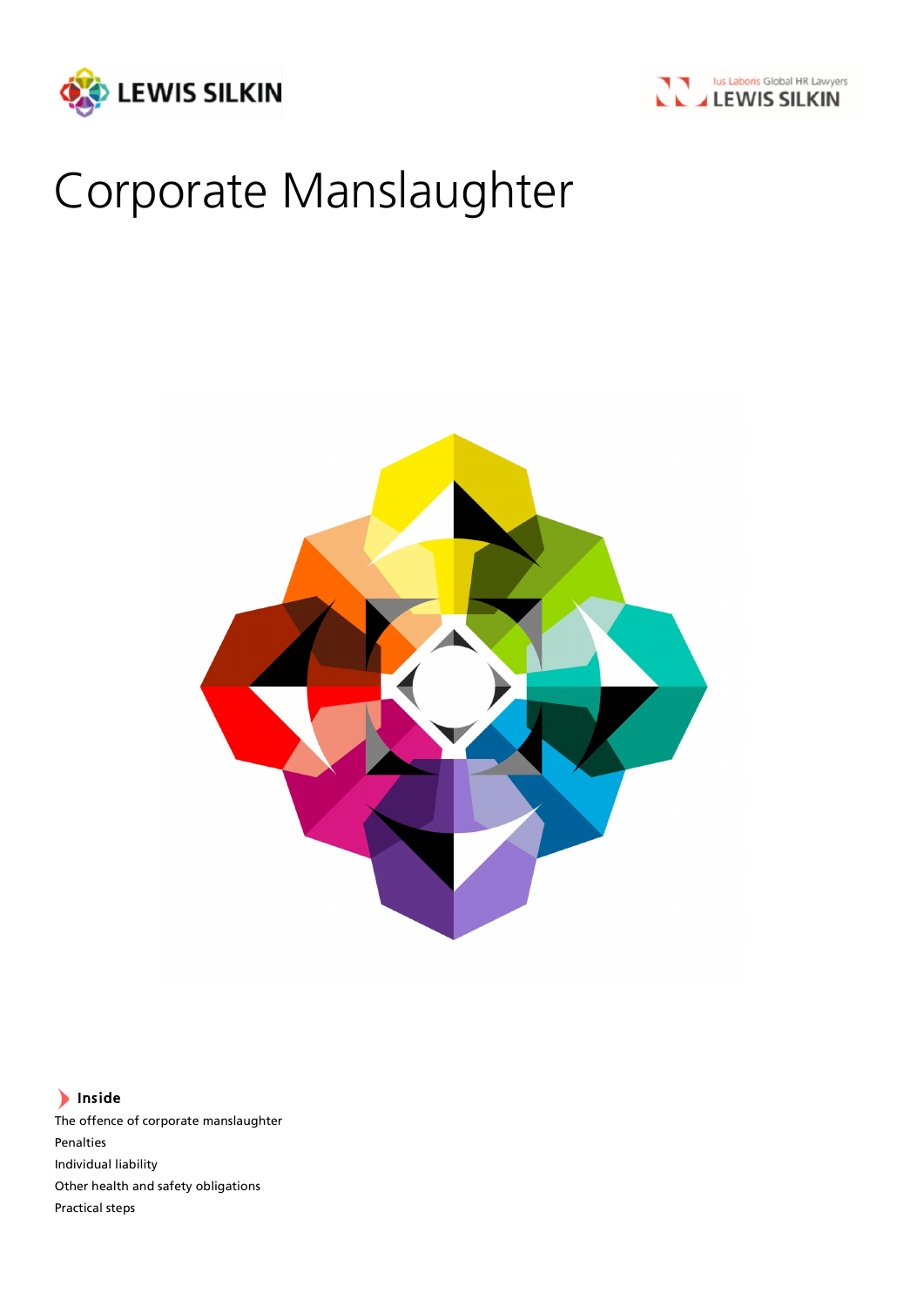LEWIS SILKIN

Ius Laboris Global HR Lawyers LEWIS SILKIN

# Corporate Manslaughter

**Inside**

The offence of corporate manslaughter
Penalties
Individual liability
Other health and safety obligations
Practical steps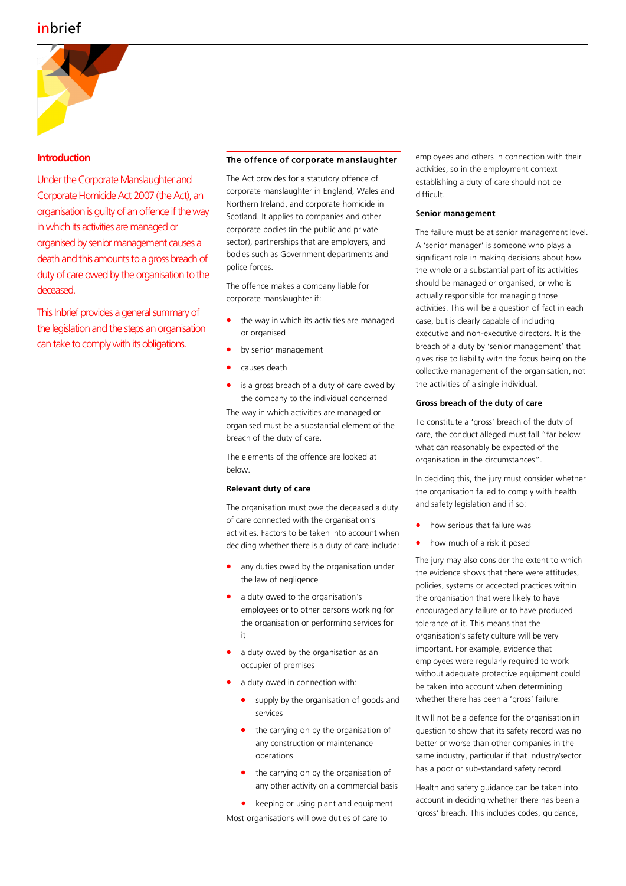## Introduction

Under the Corporate Manslaughter and Corporate Homicide Act 2007 (the Act), an organisation is guilty of an offence if the way in which its activities are managed or organised by senior management causes a death and this amounts to a gross breach of duty of care owed by the organisation to the deceased.

This Inbrief provides a general summary of the legislation and the steps an organisation can take to comply with its obligations.

## The offence of corporate manslaughter

The Act provides for a statutory offence of corporate manslaughter in England, Wales and Northern Ireland, and corporate homicide in Scotland. It applies to companies and other corporate bodies (in the public and private sector), partnerships that are employers, and bodies such as Government departments and police forces.

The offence makes a company liable for corporate manslaughter if:

- the way in which its activities are managed or organised
- by senior management
- causes death
- is a gross breach of a duty of care owed by the company to the individual concerned

The way in which activities are managed or organised must be a substantial element of the breach of the duty of care.

The elements of the offence are looked at below.

### Relevant duty of care

The organisation must owe the deceased a duty of care connected with the organisation's activities. Factors to be taken into account when deciding whether there is a duty of care include:

- any duties owed by the organisation under the law of negligence
- a duty owed to the organisation's employees or to other persons working for the organisation or performing services for it
- a duty owed by the organisation as an occupier of premises
- a duty owed in connection with:
  - supply by the organisation of goods and services
  - the carrying on by the organisation of any construction or maintenance operations
  - the carrying on by the organisation of any other activity on a commercial basis
  - keeping or using plant and equipment

Most organisations will owe duties of care to employees and others in connection with their activities, so in the employment context establishing a duty of care should not be difficult.

### Senior management

The failure must be at senior management level. A 'senior manager' is someone who plays a significant role in making decisions about how the whole or a substantial part of its activities should be managed or organised, or who is actually responsible for managing those activities. This will be a question of fact in each case, but is clearly capable of including executive and non-executive directors. It is the breach of a duty by 'senior management' that gives rise to liability with the focus being on the collective management of the organisation, not the activities of a single individual.

### Gross breach of the duty of care

To constitute a 'gross' breach of the duty of care, the conduct alleged must fall "far below what can reasonably be expected of the organisation in the circumstances".

In deciding this, the jury must consider whether the organisation failed to comply with health and safety legislation and if so:

- how serious that failure was
- how much of a risk it posed

The jury may also consider the extent to which the evidence shows that there were attitudes, policies, systems or accepted practices within the organisation that were likely to have encouraged any failure or to have produced tolerance of it. This means that the organisation's safety culture will be very important. For example, evidence that employees were regularly required to work without adequate protective equipment could be taken into account when determining whether there has been a 'gross' failure.

It will not be a defence for the organisation in question to show that its safety record was no better or worse than other companies in the same industry, particular if that industry/sector has a poor or sub-standard safety record.

Health and safety guidance can be taken into account in deciding whether there has been a 'gross' breach. This includes codes, guidance,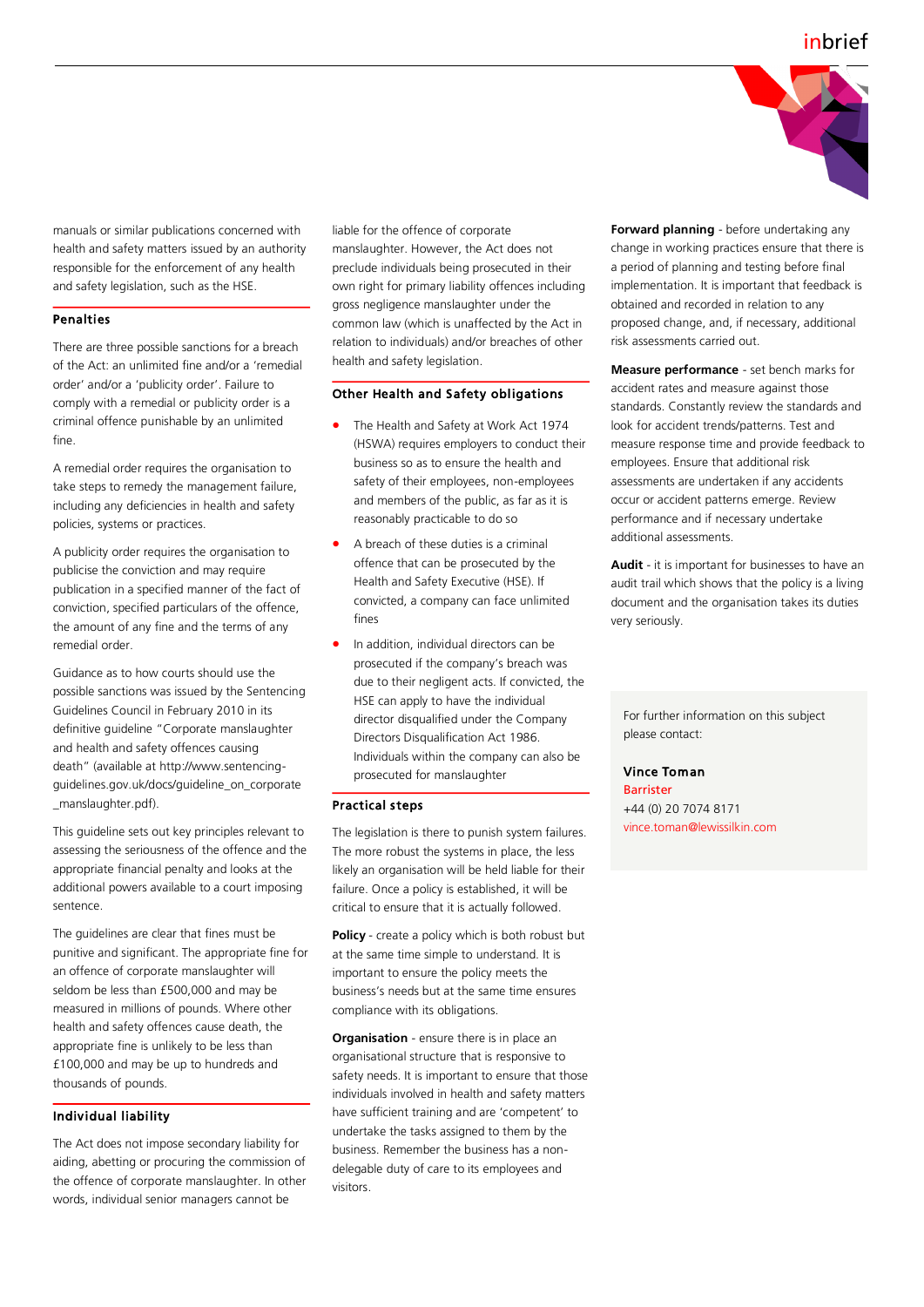manuals or similar publications concerned with health and safety matters issued by an authority responsible for the enforcement of any health and safety legislation, such as the HSE.

## Penalties

There are three possible sanctions for a breach of the Act: an unlimited fine and/or a 'remedial order' and/or a 'publicity order'. Failure to comply with a remedial or publicity order is a criminal offence punishable by an unlimited fine.

A remedial order requires the organisation to take steps to remedy the management failure, including any deficiencies in health and safety policies, systems or practices.

A publicity order requires the organisation to publicise the conviction and may require publication in a specified manner of the fact of conviction, specified particulars of the offence, the amount of any fine and the terms of any remedial order.

Guidance as to how courts should use the possible sanctions was issued by the Sentencing Guidelines Council in February 2010 in its definitive guideline "Corporate manslaughter and health and safety offences causing death" (available at http://www.sentencing-guidelines.gov.uk/docs/guideline_on_corporate_manslaughter.pdf).

This guideline sets out key principles relevant to assessing the seriousness of the offence and the appropriate financial penalty and looks at the additional powers available to a court imposing sentence.

The guidelines are clear that fines must be punitive and significant. The appropriate fine for an offence of corporate manslaughter will seldom be less than £500,000 and may be measured in millions of pounds. Where other health and safety offences cause death, the appropriate fine is unlikely to be less than £100,000 and may be up to hundreds and thousands of pounds.

## Individual liability

The Act does not impose secondary liability for aiding, abetting or procuring the commission of the offence of corporate manslaughter. In other words, individual senior managers cannot be liable for the offence of corporate manslaughter. However, the Act does not preclude individuals being prosecuted in their own right for primary liability offences including gross negligence manslaughter under the common law (which is unaffected by the Act in relation to individuals) and/or breaches of other health and safety legislation.

## Other Health and Safety obligations

- The Health and Safety at Work Act 1974 (HSWA) requires employers to conduct their business so as to ensure the health and safety of their employees, non-employees and members of the public, as far as it is reasonably practicable to do so
- A breach of these duties is a criminal offence that can be prosecuted by the Health and Safety Executive (HSE). If convicted, a company can face unlimited fines
- In addition, individual directors can be prosecuted if the company's breach was due to their negligent acts. If convicted, the HSE can apply to have the individual director disqualified under the Company Directors Disqualification Act 1986. Individuals within the company can also be prosecuted for manslaughter

## Practical steps

The legislation is there to punish system failures. The more robust the systems in place, the less likely an organisation will be held liable for their failure. Once a policy is established, it will be critical to ensure that it is actually followed.

**Policy** - create a policy which is both robust but at the same time simple to understand. It is important to ensure the policy meets the business's needs but at the same time ensures compliance with its obligations.

**Organisation** - ensure there is in place an organisational structure that is responsive to safety needs. It is important to ensure that those individuals involved in health and safety matters have sufficient training and are 'competent' to undertake the tasks assigned to them by the business. Remember the business has a non-delegable duty of care to its employees and visitors.

**Forward planning** - before undertaking any change in working practices ensure that there is a period of planning and testing before final implementation. It is important that feedback is obtained and recorded in relation to any proposed change, and, if necessary, additional risk assessments carried out.

**Measure performance** - set bench marks for accident rates and measure against those standards. Constantly review the standards and look for accident trends/patterns. Test and measure response time and provide feedback to employees. Ensure that additional risk assessments are undertaken if any accidents occur or accident patterns emerge. Review performance and if necessary undertake additional assessments.

**Audit** - it is important for businesses to have an audit trail which shows that the policy is a living document and the organisation takes its duties very seriously.

For further information on this subject please contact:

**Vince Toman**
Barrister
+44 (0) 20 7074 8171
vince.toman@lewissilkin.com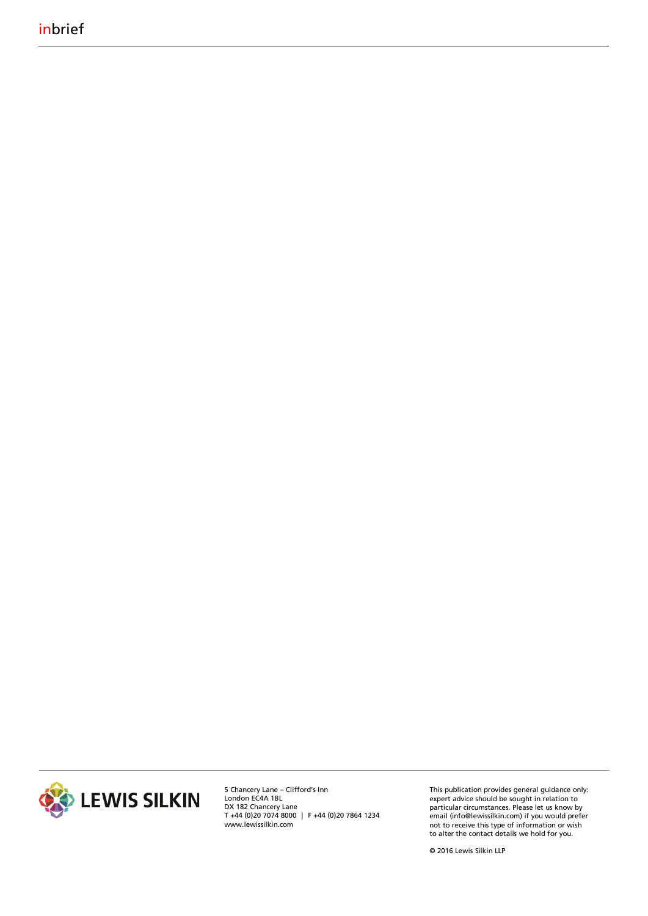LEWIS SILKIN

5 Chancery Lane – Clifford's Inn
London EC4A 1BL
DX 182 Chancery Lane
T +44 (0)20 7074 8000 | F +44 (0)20 7864 1234
www.lewissilkin.com

This publication provides general guidance only: expert advice should be sought in relation to particular circumstances. Please let us know by email (info@lewissilkin.com) if you would prefer not to receive this type of information or wish to alter the contact details we hold for you.

© 2016 Lewis Silkin LLP